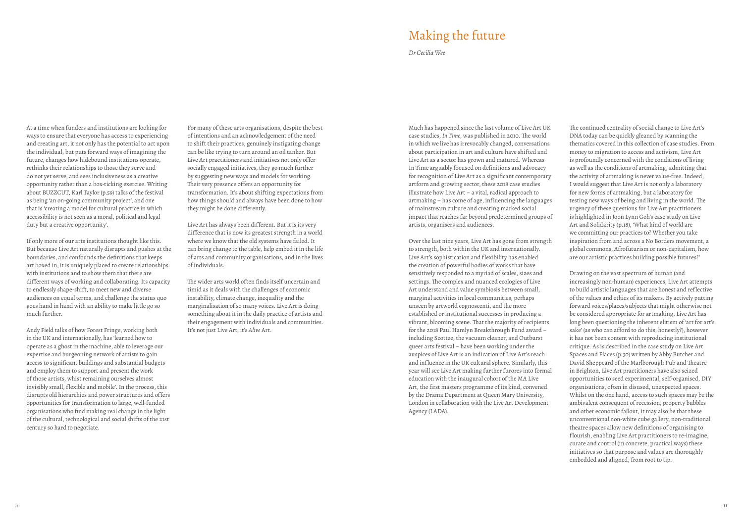# Making the future

*Dr Cecilia Wee*

At a time when funders and institutions are looking for ways to ensure that everyone has access to experiencing and creating art, it not only has the potential to act upon the individual, but puts forward ways of imagining the future, changes how hidebound institutions operate, rethinks their relationships to those they serve and do not yet serve, and sees inclusiveness as a creative opportunity rather than a box-ticking exercise. Writing about BUZZCUT, Karl Taylor (p.59) talks of the festival as being 'an on-going community project', and one that is 'creating a model for cultural practice in which accessibility is not seen as a moral, political and legal duty but a creative opportunity'.

If only more of our arts institutions thought like this. But because Live Art naturally disrupts and pushes at the boundaries, and confounds the definitions that keeps art boxed in, it is uniquely placed to create relationships with institutions and to show them that there are different ways of working and collaborating. Its capacity to endlessly shape-shift, to meet new and diverse audiences on equal terms, and challenge the status quo goes hand in hand with an ability to make little go so much further.

Andy Field talks of how Forest Fringe, working both in the UK and internationally, has 'learned how to operate as a ghost in the machine, able to leverage our expertise and burgeoning network of artists to gain access to significant buildings and substantial budgets and employ them to support and present the work of those artists, whist remaining ourselves almost invisibly small, flexible and mobile'. In the process, this disrupts old hierarchies and power structures and offers opportunities for transformation to large, well-funded organisations who find making real change in the light of the cultural, technological and social shifts of the 21st century so hard to negotiate.

For many of these arts organisations, despite the best of intentions and an acknowledgement of the need to shift their practices, genuinely instigating change can be like trying to turn around an oil tanker. But Live Art practitioners and initiatives not only offer socially engaged initiatives, they go much further by suggesting new ways and models for working. Their very presence offers an opportunity for transformation. It's about shifting expectations from how things should and always have been done to how they might be done differently.

Live Art has always been different. But it is its very difference that is now its greatest strength in a world where we know that the old systems have failed. It can bring change to the table, help embed it in the life of arts and community organisations, and in the lives of individuals.

The wider arts world often finds itself uncertain and timid as it deals with the challenges of economic instability, climate change, inequality and the marginalisation of so many voices. Live Art is doing something about it in the daily practice of artists and their engagement with individuals and communities. It's not just Live Art, it's *Alive* Art.

Much has happened since the last volume of Live Art UK case studies, *In Time*, was published in 2010. The world in which we live has irrevocably changed, conversations about participation in art and culture have shifted and Live Art as a sector has grown and matured. Whereas In Time arguably focused on definitions and advocacy for recognition of Live Art as a significant contemporary artform and growing sector, these 2018 case studies illustrate how Live Art – a vital, radical approach to artmaking – has come of age, influencing the languages of mainstream culture and creating marked social impact that reaches far beyond predetermined groups of artists, organisers and audiences.

Over the last nine years, Live Art has gone from strength to strength, both within the UK and internationally. Live Art's sophistication and flexibility has enabled the creation of powerful bodies of works that have sensitively responded to a myriad of scales, sizes and settings. The complex and nuanced ecologies of Live Art understand and value symbiosis between small, marginal activities in local communities, perhaps unseen by artworld cognoscenti, and the more established or institutional successes in producing a vibrant, blooming scene. That the majority of recipients for the 2018 Paul Hamlyn Breakthrough Fund award – including Scottee, the vacuum cleaner, and Outburst queer arts festival – have been working under the auspices of Live Art is an indication of Live Art's reach and influence in the UK cultural sphere. Similarly, this year will see Live Art making further furores into formal education with the inaugural cohort of the MA Live Art, the first masters programme of its kind, convened by the Drama Department at Queen Mary University, London in collaboration with the Live Art Development Agency (LADA).

The continued centrality of social change to Live Art's DNA today can be quickly gleaned by scanning the thematics covered in this collection of case studies. From money to migration to access and activism, Live Art is profoundly concerned with the conditions of living as well as the conditions of artmaking, admitting that the activity of artmaking is never value-free. Indeed, I would suggest that Live Art is not only a laboratory for new forms of artmaking, but a laboratory for testing new ways of being and living in the world. The urgency of these questions for Live Art practitioners is highlighted in Joon Lynn Goh's case study on Live Art and Solidarity (p.18), 'What kind of world are we committing our practices to? Whether you take inspiration from and across a No Borders movement, a global commons, Afrofuturism or non-capitalism, how are our artistic practices building possible futures?'

Drawing on the vast spectrum of human (and increasingly non-human) experiences, Live Art attempts to build artistic languages that are honest and reflective of the values and ethics of its makers. By actively putting forward voices/places/subjects that might otherwise not be considered appropriate for artmaking, Live Art has long been questioning the inherent elitism of 'art for art's sake' (as who can afford to do this, honestly?), however it has not been content with reproducing institutional critique. As is described in the case study on Live Art Spaces and Places (p.30) written by Abby Butcher and David Sheppeard of the Marlborough Pub and Theatre in Brighton, Live Art practitioners have also seized opportunities to seed experimental, self-organised, DIY organisations, often in disused, unexpected spaces. Whilst on the one hand, access to such spaces may be the ambivalent consequent of recession, property bubbles and other economic fallout, it may also be that these unconventional non-white cube gallery, non-traditional theatre spaces allow new definitions of organising to flourish, enabling Live Art practitioners to re-imagine, curate and control (in concrete, practical ways) these initiatives so that purpose and values are thoroughly embedded and aligned, from root to tip.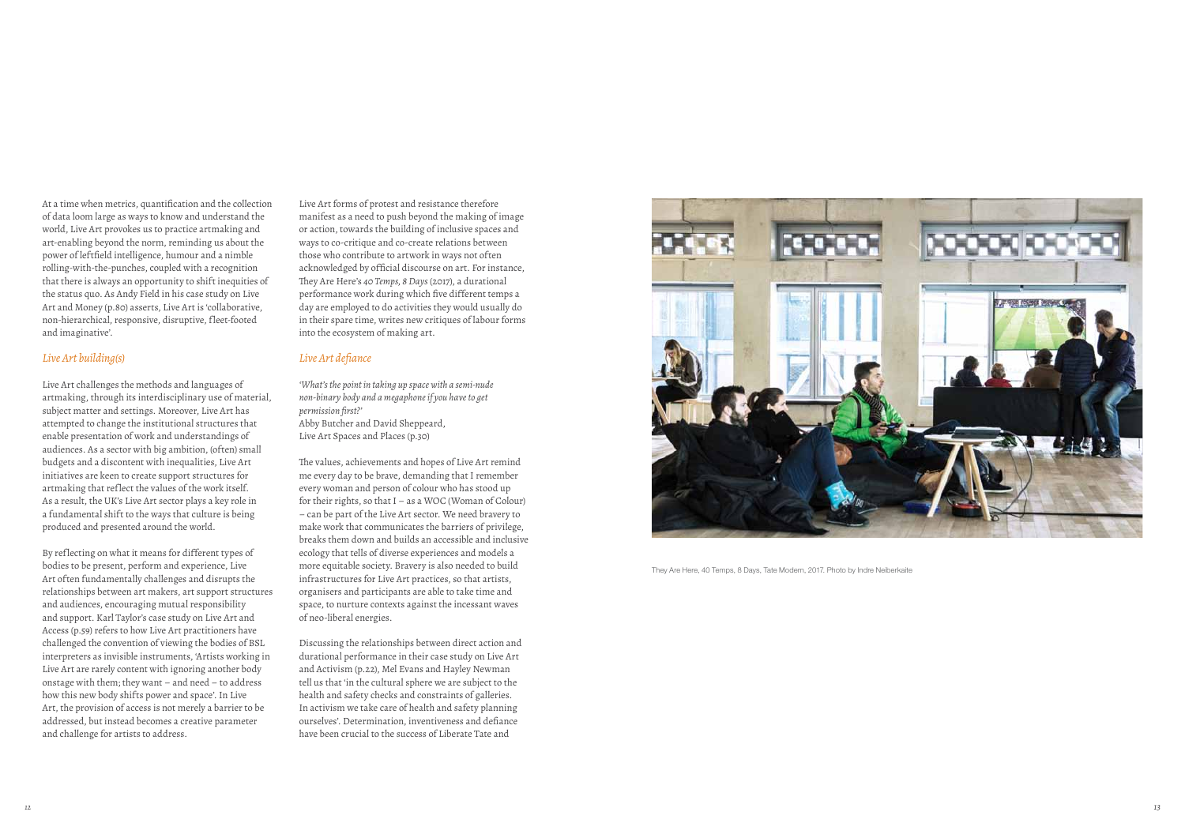At a time when metrics, quantification and the collection of data loom large as ways to know and understand the world, Live Art provokes us to practice artmaking and art-enabling beyond the norm, reminding us about the power of leftfield intelligence, humour and a nimble rolling-with-the-punches, coupled with a recognition that there is always an opportunity to shift inequities of the status quo. As Andy Field in his case study on Live Art and Money (p.80) asserts, Live Art is 'collaborative, non-hierarchical, responsive, disruptive, fleet-footed and imaginative'.

### *Live Art building(s)*

Live Art challenges the methods and languages of artmaking, through its interdisciplinary use of material, subject matter and settings. Moreover, Live Art has attempted to change the institutional structures that enable presentation of work and understandings of audiences. As a sector with big ambition, (often) small budgets and a discontent with inequalities, Live Art initiatives are keen to create support structures for artmaking that reflect the values of the work itself. As a result, the UK's Live Art sector plays a key role in a fundamental shift to the ways that culture is being produced and presented around the world.

By reflecting on what it means for different types of bodies to be present, perform and experience, Live Art often fundamentally challenges and disrupts the relationships between art makers, art support structures and audiences, encouraging mutual responsibility and support. Karl Taylor's case study on Live Art and Access (p.59) refers to how Live Art practitioners have challenged the convention of viewing the bodies of BSL interpreters as invisible instruments, 'Artists working in Live Art are rarely content with ignoring another body onstage with them; they want – and need – to address how this new body shifts power and space'. In Live Art, the provision of access is not merely a barrier to be addressed, but instead becomes a creative parameter and challenge for artists to address.

Live Art forms of protest and resistance therefore manifest as a need to push beyond the making of image or action, towards the building of inclusive spaces and ways to co-critique and co-create relations between those who contribute to artwork in ways not often acknowledged by official discourse on art. For instance, They Are Here's *40 Temps, 8 Days* (2017), a durational performance work during which five different temps a day are employed to do activities they would usually do in their spare time, writes new critiques of labour forms into the ecosystem of making art.

### *Live Art defiance*

*'What's the point in taking up space with a semi-nude non-binary body and a megaphone if you have to get permission first?'*
Abby Butcher and David Sheppeard,
Live Art Spaces and Places (p.30)

The values, achievements and hopes of Live Art remind me every day to be brave, demanding that I remember every woman and person of colour who has stood up for their rights, so that I – as a WOC (Woman of Colour) – can be part of the Live Art sector. We need bravery to make work that communicates the barriers of privilege, breaks them down and builds an accessible and inclusive ecology that tells of diverse experiences and models a more equitable society. Bravery is also needed to build infrastructures for Live Art practices, so that artists, organisers and participants are able to take time and space, to nurture contexts against the incessant waves of neo-liberal energies.

Discussing the relationships between direct action and durational performance in their case study on Live Art and Activism (p.22), Mel Evans and Hayley Newman tell us that 'in the cultural sphere we are subject to the health and safety checks and constraints of galleries. In activism we take care of health and safety planning ourselves'. Determination, inventiveness and defiance have been crucial to the success of Liberate Tate and

They Are Here, 40 Temps, 8 Days, Tate Modern, 2017. Photo by Indre Neiberkaite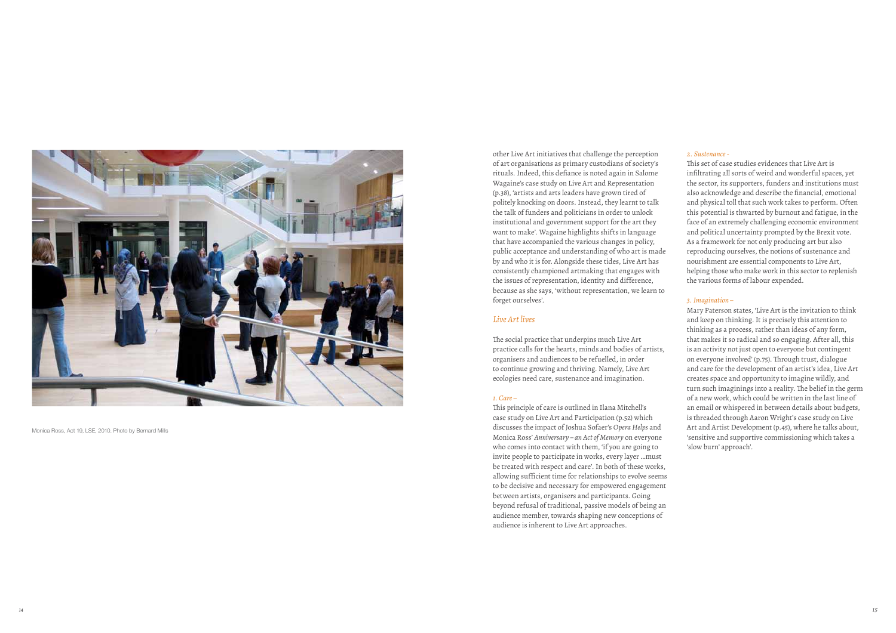Monica Ross, Act 19, LSE, 2010. Photo by Bernard Mills

other Live Art initiatives that challenge the perception of art organisations as primary custodians of society's rituals. Indeed, this defiance is noted again in Salome Wagaine's case study on Live Art and Representation (p.38), 'artists and arts leaders have grown tired of politely knocking on doors. Instead, they learnt to talk the talk of funders and politicians in order to unlock institutional and government support for the art they want to make'. Wagaine highlights shifts in language that have accompanied the various changes in policy, public acceptance and understanding of who art is made by and who it is for. Alongside these tides, Live Art has consistently championed artmaking that engages with the issues of representation, identity and difference, because as she says, 'without representation, we learn to forget ourselves'.

## *Live Art lives*

The social practice that underpins much Live Art practice calls for the hearts, minds and bodies of artists, organisers and audiences to be refuelled, in order to continue growing and thriving. Namely, Live Art ecologies need care, sustenance and imagination.

### *1. Care –*

This principle of care is outlined in Ilana Mitchell's case study on Live Art and Participation (p.52) which discusses the impact of Joshua Sofaer's *Opera Helps* and Monica Ross' *Anniversary – an Act of Memory* on everyone who comes into contact with them, 'if you are going to invite people to participate in works, every layer …must be treated with respect and care'. In both of these works, allowing sufficient time for relationships to evolve seems to be decisive and necessary for empowered engagement between artists, organisers and participants. Going beyond refusal of traditional, passive models of being an audience member, towards shaping new conceptions of audience is inherent to Live Art approaches.

### *2. Sustenance -*

This set of case studies evidences that Live Art is infiltrating all sorts of weird and wonderful spaces, yet the sector, its supporters, funders and institutions must also acknowledge and describe the financial, emotional and physical toll that such work takes to perform. Often this potential is thwarted by burnout and fatigue, in the face of an extremely challenging economic environment and political uncertainty prompted by the Brexit vote. As a framework for not only producing art but also reproducing ourselves, the notions of sustenance and nourishment are essential components to Live Art, helping those who make work in this sector to replenish the various forms of labour expended.

### *3. Imagination –*

Mary Paterson states, 'Live Art is the invitation to think and keep on thinking. It is precisely this attention to thinking as a process, rather than ideas of any form, that makes it so radical and so engaging. After all, this is an activity not just open to everyone but contingent on everyone involved' (p.75). Through trust, dialogue and care for the development of an artist's idea, Live Art creates space and opportunity to imagine wildly, and turn such imaginings into a reality. The belief in the germ of a new work, which could be written in the last line of an email or whispered in between details about budgets, is threaded through Aaron Wright's case study on Live Art and Artist Development (p.45), where he talks about, 'sensitive and supportive commissioning which takes a 'slow burn' approach'.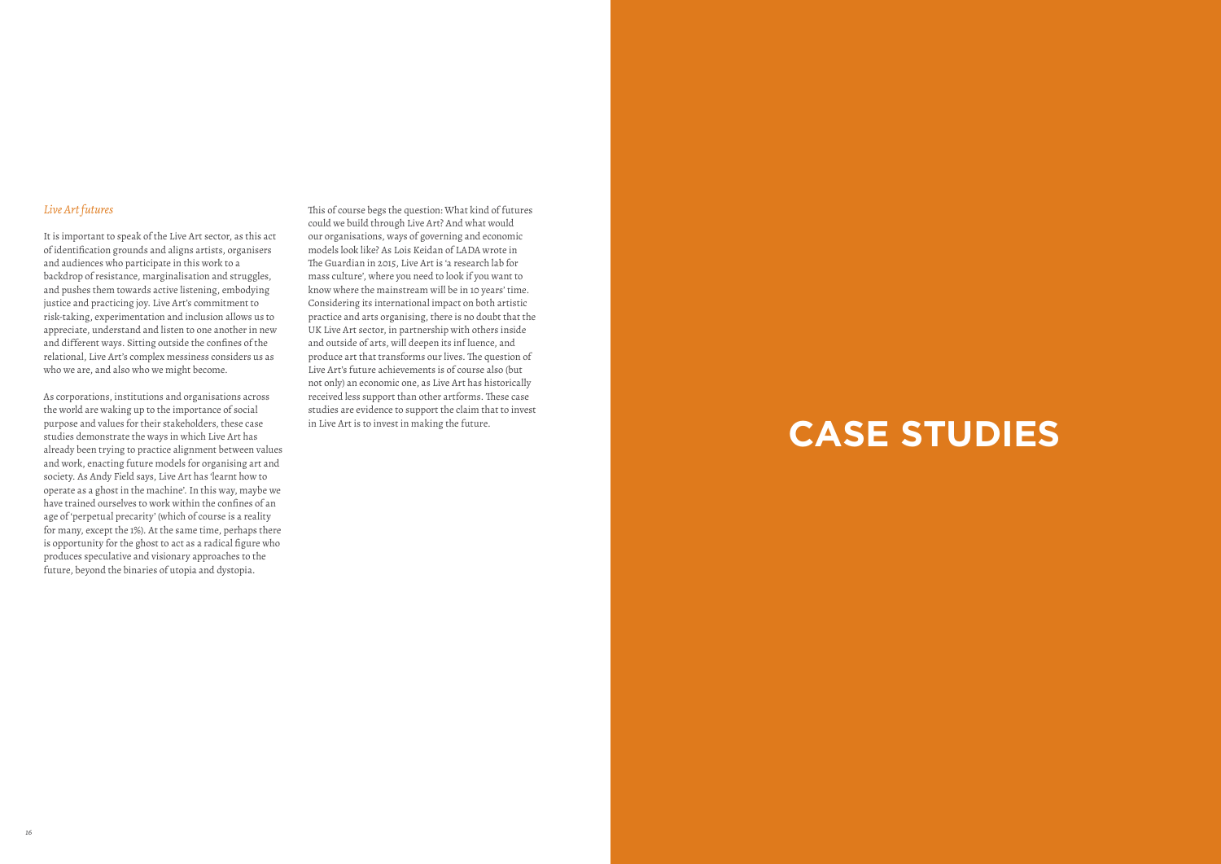*Live Art futures*

It is important to speak of the Live Art sector, as this act of identification grounds and aligns artists, organisers and audiences who participate in this work to a backdrop of resistance, marginalisation and struggles, and pushes them towards active listening, embodying justice and practicing joy. Live Art's commitment to risk-taking, experimentation and inclusion allows us to appreciate, understand and listen to one another in new and different ways. Sitting outside the confines of the relational, Live Art's complex messiness considers us as who we are, and also who we might become.

As corporations, institutions and organisations across the world are waking up to the importance of social purpose and values for their stakeholders, these case studies demonstrate the ways in which Live Art has already been trying to practice alignment between values and work, enacting future models for organising art and society. As Andy Field says, Live Art has 'learnt how to operate as a ghost in the machine'. In this way, maybe we have trained ourselves to work within the confines of an age of 'perpetual precarity' (which of course is a reality for many, except the 1%). At the same time, perhaps there is opportunity for the ghost to act as a radical figure who produces speculative and visionary approaches to the future, beyond the binaries of utopia and dystopia.

This of course begs the question: What kind of futures could we build through Live Art? And what would our organisations, ways of governing and economic models look like? As Lois Keidan of LADA wrote in The Guardian in 2015, Live Art is 'a research lab for mass culture', where you need to look if you want to know where the mainstream will be in 10 years' time. Considering its international impact on both artistic practice and arts organising, there is no doubt that the UK Live Art sector, in partnership with others inside and outside of arts, will deepen its influence, and produce art that transforms our lives. The question of Live Art's future achievements is of course also (but not only) an economic one, as Live Art has historically received less support than other artforms. These case studies are evidence to support the claim that to invest in Live Art is to invest in making the future.

# CASE STUDIES